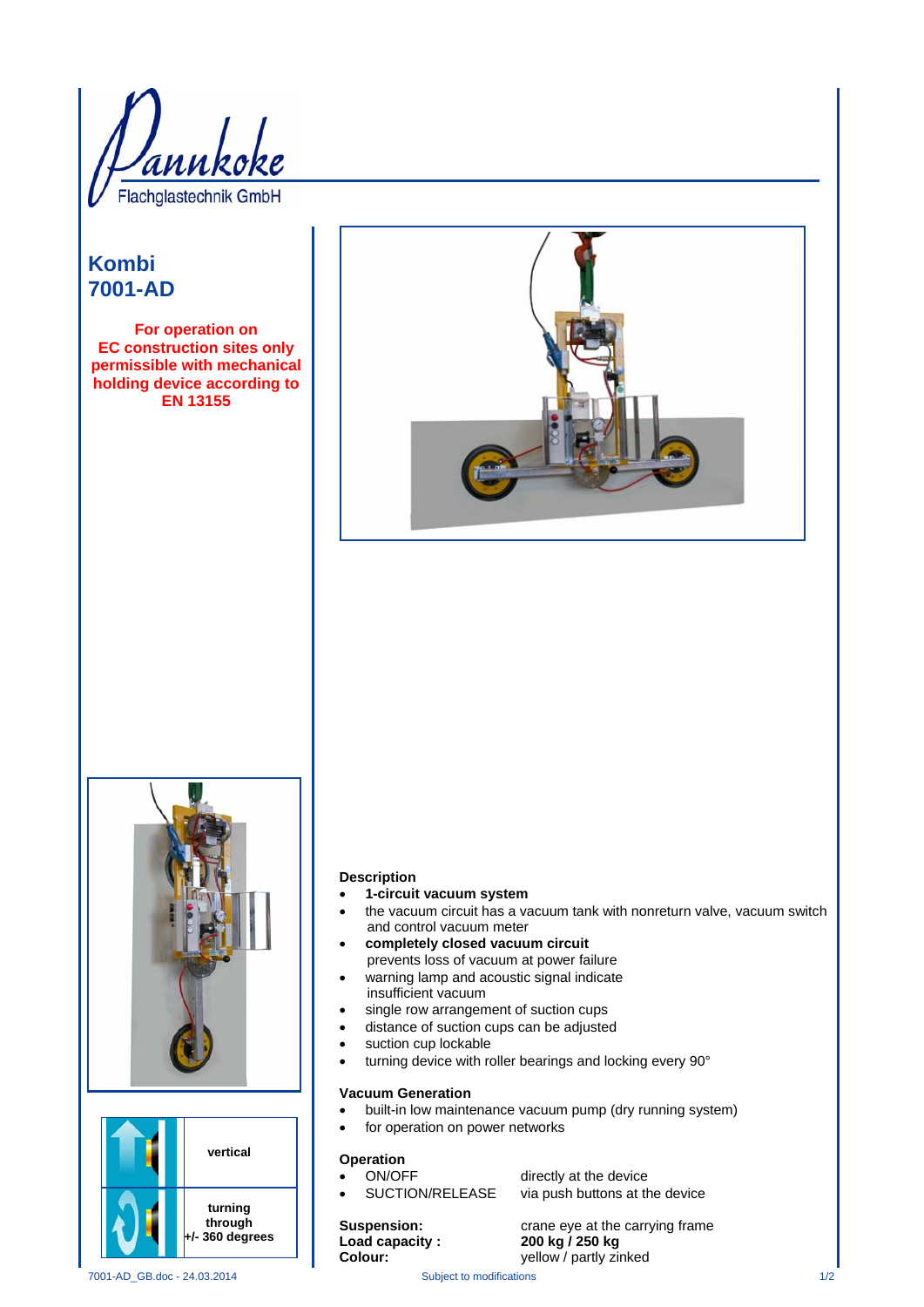Pannkoke
Flachglastechnik GmbH

# Kombi 7001-AD

**For operation on EC construction sites only permissible with mechanical holding device according to EN 13155**

| | |
|---|---|
| | **vertical** |
| | **turning through +/- 360 degrees** |

### Description

- **1-circuit vacuum system**
- the vacuum circuit has a vacuum tank with nonreturn valve, vacuum switch and control vacuum meter
- **completely closed vacuum circuit** prevents loss of vacuum at power failure
- warning lamp and acoustic signal indicate insufficient vacuum
- single row arrangement of suction cups
- distance of suction cups can be adjusted
- suction cup lockable
- turning device with roller bearings and locking every 90°

### Vacuum Generation

- built-in low maintenance vacuum pump (dry running system)
- for operation on power networks

### Operation

- ON/OFF — directly at the device
- SUCTION/RELEASE — via push buttons at the device

| | |
|---|---|
| **Suspension:** | crane eye at the carrying frame |
| **Load capacity :** | **200 kg / 250 kg** |
| **Colour:** | yellow / partly zinked |

7001-AD_GB.doc - 24.03.2014 Subject to modifications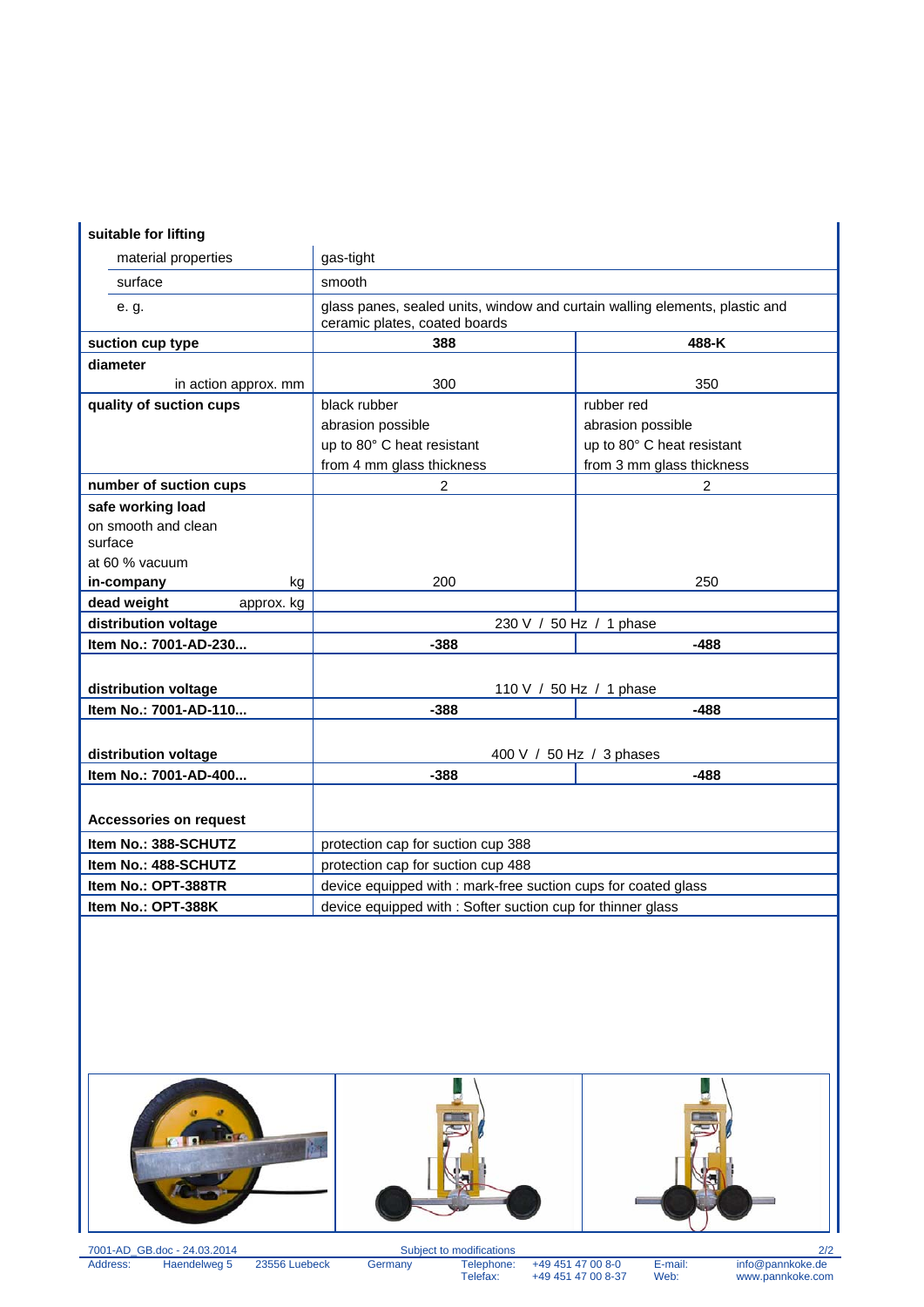| | | |
|---|---|---|
| **suitable for lifting** | | |
| material properties | gas-tight | |
| surface | smooth | |
| e. g. | glass panes, sealed units, window and curtain walling elements, plastic and ceramic plates, coated boards | |
| **suction cup type** | **388** | **488-K** |
| **diameter** in action approx. mm | 300 | 350 |
| **quality of suction cups** | black rubber<br>abrasion possible<br>up to 80° C heat resistant<br>from 4 mm glass thickness | rubber red<br>abrasion possible<br>up to 80° C heat resistant<br>from 3 mm glass thickness |
| **number of suction cups** | 2 | 2 |
| **safe working load** on smooth and clean surface at 60 % vacuum **in-company** kg | 200 | 250 |
| **dead weight** approx. kg | | |
| **distribution voltage** | 230 V / 50 Hz / 1 phase | |
| **Item No.: 7001-AD-230...** | **-388** | **-488** |
| **distribution voltage** | 110 V / 50 Hz / 1 phase | |
| **Item No.: 7001-AD-110...** | **-388** | **-488** |
| **distribution voltage** | 400 V / 50 Hz / 3 phases | |
| **Item No.: 7001-AD-400...** | **-388** | **-488** |
| **Accessories on request** | | |
| **Item No.: 388-SCHUTZ** | protection cap for suction cup 388 | |
| **Item No.: 488-SCHUTZ** | protection cap for suction cup 488 | |
| **Item No.: OPT-388TR** | device equipped with : mark-free suction cups for coated glass | |
| **Item No.: OPT-388K** | device equipped with : Softer suction cup for thinner glass | |

7001-AD_GB.doc - 24.03.2014 Subject to modifications

Address: Haendelweg 5 23556 Luebeck Germany Telephone: +49 451 47 00 8-0 Telefax: +49 451 47 00 8-37 E-mail: info@pannkoke.de Web: www.pannkoke.com